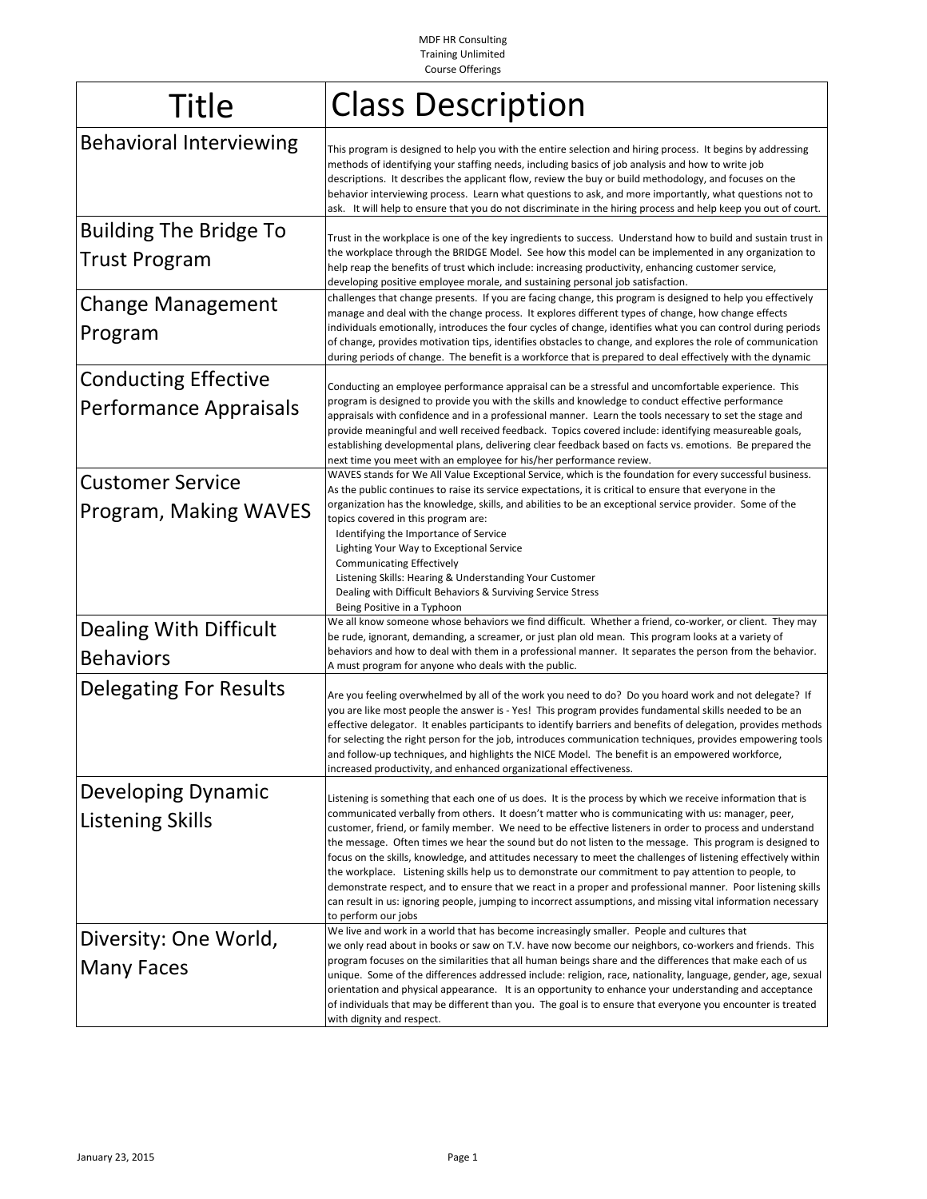MDF HR Consulting
Training Unlimited
Course Offerings

| Title | Class Description |
|---|---|
| Behavioral Interviewing | This program is designed to help you with the entire selection and hiring process. It begins by addressing methods of identifying your staffing needs, including basics of job analysis and how to write job descriptions. It describes the applicant flow, review the buy or build methodology, and focuses on the behavior interviewing process. Learn what questions to ask, and more importantly, what questions not to ask. It will help to ensure that you do not discriminate in the hiring process and help keep you out of court. |
| Building The Bridge To Trust Program | Trust in the workplace is one of the key ingredients to success. Understand how to build and sustain trust in the workplace through the BRIDGE Model. See how this model can be implemented in any organization to help reap the benefits of trust which include: increasing productivity, enhancing customer service, developing positive employee morale, and sustaining personal job satisfaction. |
| Change Management Program | challenges that change presents. If you are facing change, this program is designed to help you effectively manage and deal with the change process. It explores different types of change, how change effects individuals emotionally, introduces the four cycles of change, identifies what you can control during periods of change, provides motivation tips, identifies obstacles to change, and explores the role of communication during periods of change. The benefit is a workforce that is prepared to deal effectively with the dynamic |
| Conducting Effective Performance Appraisals | Conducting an employee performance appraisal can be a stressful and uncomfortable experience. This program is designed to provide you with the skills and knowledge to conduct effective performance appraisals with confidence and in a professional manner. Learn the tools necessary to set the stage and provide meaningful and well received feedback. Topics covered include: identifying measureable goals, establishing developmental plans, delivering clear feedback based on facts vs. emotions. Be prepared the next time you meet with an employee for his/her performance review. |
| Customer Service Program, Making WAVES | WAVES stands for We All Value Exceptional Service, which is the foundation for every successful business. As the public continues to raise its service expectations, it is critical to ensure that everyone in the organization has the knowledge, skills, and abilities to be an exceptional service provider. Some of the topics covered in this program are:<br>Identifying the Importance of Service<br>Lighting Your Way to Exceptional Service<br>Communicating Effectively<br>Listening Skills: Hearing & Understanding Your Customer<br>Dealing with Difficult Behaviors & Surviving Service Stress<br>Being Positive in a Typhoon |
| Dealing With Difficult Behaviors | We all know someone whose behaviors we find difficult. Whether a friend, co-worker, or client. They may be rude, ignorant, demanding, a screamer, or just plan old mean. This program looks at a variety of behaviors and how to deal with them in a professional manner. It separates the person from the behavior. A must program for anyone who deals with the public. |
| Delegating For Results | Are you feeling overwhelmed by all of the work you need to do? Do you hoard work and not delegate? If you are like most people the answer is - Yes! This program provides fundamental skills needed to be an effective delegator. It enables participants to identify barriers and benefits of delegation, provides methods for selecting the right person for the job, introduces communication techniques, provides empowering tools and follow-up techniques, and highlights the NICE Model. The benefit is an empowered workforce, increased productivity, and enhanced organizational effectiveness. |
| Developing Dynamic Listening Skills | Listening is something that each one of us does. It is the process by which we receive information that is communicated verbally from others. It doesn't matter who is communicating with us: manager, peer, customer, friend, or family member. We need to be effective listeners in order to process and understand the message. Often times we hear the sound but do not listen to the message. This program is designed to focus on the skills, knowledge, and attitudes necessary to meet the challenges of listening effectively within the workplace. Listening skills help us to demonstrate our commitment to pay attention to people, to demonstrate respect, and to ensure that we react in a proper and professional manner. Poor listening skills can result in us: ignoring people, jumping to incorrect assumptions, and missing vital information necessary to perform our jobs |
| Diversity: One World, Many Faces | We live and work in a world that has become increasingly smaller. People and cultures that we only read about in books or saw on T.V. have now become our neighbors, co-workers and friends. This program focuses on the similarities that all human beings share and the differences that make each of us unique. Some of the differences addressed include: religion, race, nationality, language, gender, age, sexual orientation and physical appearance. It is an opportunity to enhance your understanding and acceptance of individuals that may be different than you. The goal is to ensure that everyone you encounter is treated with dignity and respect. |

January 23, 2015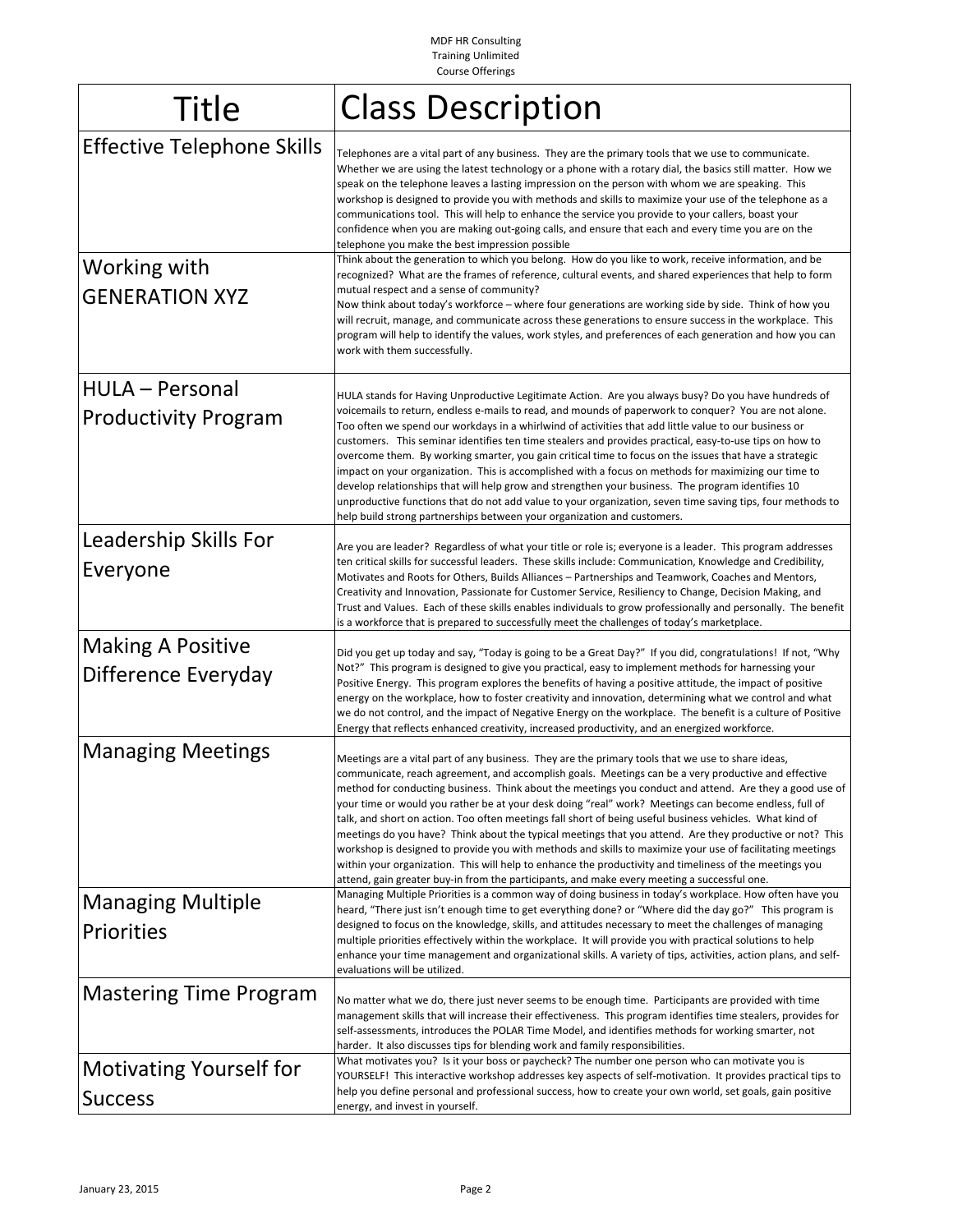MDF HR Consulting
Training Unlimited
Course Offerings

| Title | Class Description |
|---|---|
| Effective Telephone Skills | Telephones are a vital part of any business. They are the primary tools that we use to communicate. Whether we are using the latest technology or a phone with a rotary dial, the basics still matter. How we speak on the telephone leaves a lasting impression on the person with whom we are speaking. This workshop is designed to provide you with methods and skills to maximize your use of the telephone as a communications tool. This will help to enhance the service you provide to your callers, boast your confidence when you are making out-going calls, and ensure that each and every time you are on the telephone you make the best impression possible |
| Working with GENERATION XYZ | Think about the generation to which you belong. How do you like to work, receive information, and be recognized? What are the frames of reference, cultural events, and shared experiences that help to form mutual respect and a sense of community? Now think about today's workforce – where four generations are working side by side. Think of how you will recruit, manage, and communicate across these generations to ensure success in the workplace. This program will help to identify the values, work styles, and preferences of each generation and how you can work with them successfully. |
| HULA – Personal Productivity Program | HULA stands for Having Unproductive Legitimate Action. Are you always busy? Do you have hundreds of voicemails to return, endless e-mails to read, and mounds of paperwork to conquer? You are not alone. Too often we spend our workdays in a whirlwind of activities that add little value to our business or customers. This seminar identifies ten time stealers and provides practical, easy-to-use tips on how to overcome them. By working smarter, you gain critical time to focus on the issues that have a strategic impact on your organization. This is accomplished with a focus on methods for maximizing our time to develop relationships that will help grow and strengthen your business. The program identifies 10 unproductive functions that do not add value to your organization, seven time saving tips, four methods to help build strong partnerships between your organization and customers. |
| Leadership Skills For Everyone | Are you are leader? Regardless of what your title or role is; everyone is a leader. This program addresses ten critical skills for successful leaders. These skills include: Communication, Knowledge and Credibility, Motivates and Roots for Others, Builds Alliances – Partnerships and Teamwork, Coaches and Mentors, Creativity and Innovation, Passionate for Customer Service, Resiliency to Change, Decision Making, and Trust and Values. Each of these skills enables individuals to grow professionally and personally. The benefit is a workforce that is prepared to successfully meet the challenges of today's marketplace. |
| Making A Positive Difference Everyday | Did you get up today and say, "Today is going to be a Great Day?" If you did, congratulations! If not, "Why Not?" This program is designed to give you practical, easy to implement methods for harnessing your Positive Energy. This program explores the benefits of having a positive attitude, the impact of positive energy on the workplace, how to foster creativity and innovation, determining what we control and what we do not control, and the impact of Negative Energy on the workplace. The benefit is a culture of Positive Energy that reflects enhanced creativity, increased productivity, and an energized workforce. |
| Managing Meetings | Meetings are a vital part of any business. They are the primary tools that we use to share ideas, communicate, reach agreement, and accomplish goals. Meetings can be a very productive and effective method for conducting business. Think about the meetings you conduct and attend. Are they a good use of your time or would you rather be at your desk doing "real" work? Meetings can become endless, full of talk, and short on action. Too often meetings fall short of being useful business vehicles. What kind of meetings do you have? Think about the typical meetings that you attend. Are they productive or not? This workshop is designed to provide you with methods and skills to maximize your use of facilitating meetings within your organization. This will help to enhance the productivity and timeliness of the meetings you attend, gain greater buy-in from the participants, and make every meeting a successful one. |
| Managing Multiple Priorities | Managing Multiple Priorities is a common way of doing business in today's workplace. How often have you heard, "There just isn't enough time to get everything done? or "Where did the day go?" This program is designed to focus on the knowledge, skills, and attitudes necessary to meet the challenges of managing multiple priorities effectively within the workplace. It will provide you with practical solutions to help enhance your time management and organizational skills. A variety of tips, activities, action plans, and self-evaluations will be utilized. |
| Mastering Time Program | No matter what we do, there just never seems to be enough time. Participants are provided with time management skills that will increase their effectiveness. This program identifies time stealers, provides for self-assessments, introduces the POLAR Time Model, and identifies methods for working smarter, not harder. It also discusses tips for blending work and family responsibilities. |
| Motivating Yourself for Success | What motivates you? Is it your boss or paycheck? The number one person who can motivate you is YOURSELF! This interactive workshop addresses key aspects of self-motivation. It provides practical tips to help you define personal and professional success, how to create your own world, set goals, gain positive energy, and invest in yourself. |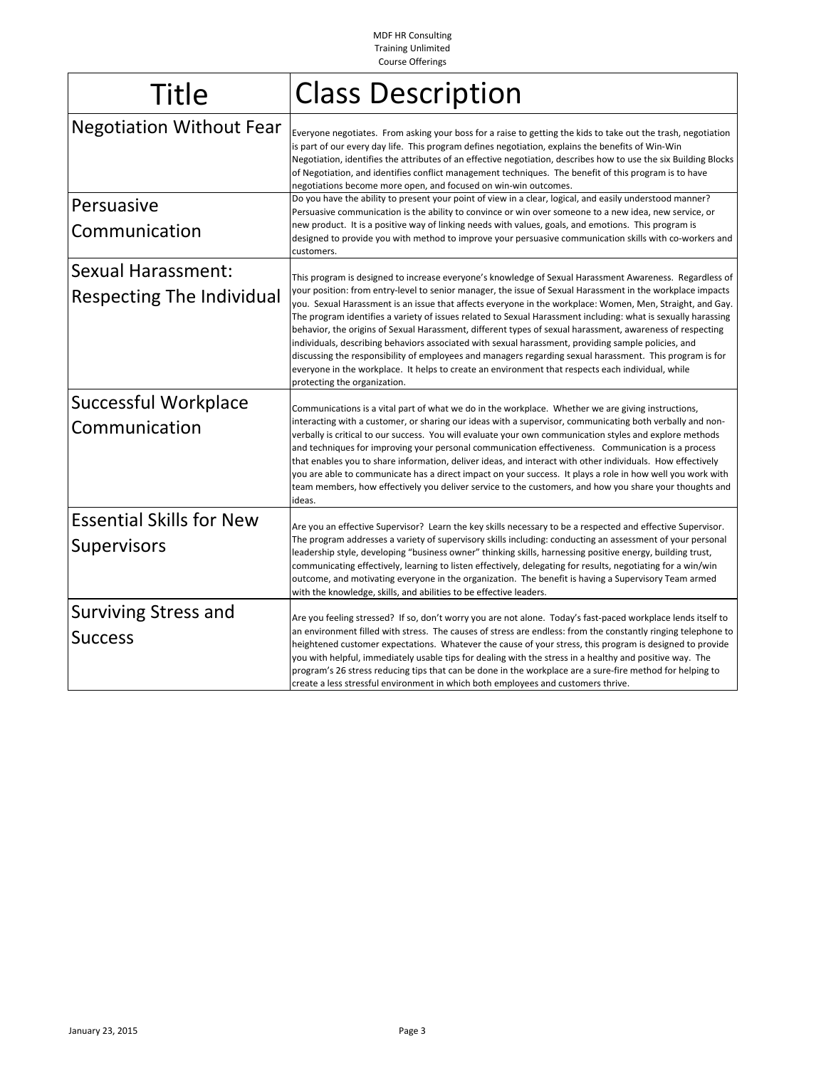MDF HR Consulting
Training Unlimited
Course Offerings

| Title | Class Description |
|---|---|
| Negotiation Without Fear | Everyone negotiates. From asking your boss for a raise to getting the kids to take out the trash, negotiation is part of our every day life. This program defines negotiation, explains the benefits of Win-Win Negotiation, identifies the attributes of an effective negotiation, describes how to use the six Building Blocks of Negotiation, and identifies conflict management techniques. The benefit of this program is to have negotiations become more open, and focused on win-win outcomes. |
| Persuasive Communication | Do you have the ability to present your point of view in a clear, logical, and easily understood manner? Persuasive communication is the ability to convince or win over someone to a new idea, new service, or new product. It is a positive way of linking needs with values, goals, and emotions. This program is designed to provide you with method to improve your persuasive communication skills with co-workers and customers. |
| Sexual Harassment: Respecting The Individual | This program is designed to increase everyone's knowledge of Sexual Harassment Awareness. Regardless of your position: from entry-level to senior manager, the issue of Sexual Harassment in the workplace impacts you. Sexual Harassment is an issue that affects everyone in the workplace: Women, Men, Straight, and Gay. The program identifies a variety of issues related to Sexual Harassment including: what is sexually harassing behavior, the origins of Sexual Harassment, different types of sexual harassment, awareness of respecting individuals, describing behaviors associated with sexual harassment, providing sample policies, and discussing the responsibility of employees and managers regarding sexual harassment. This program is for everyone in the workplace. It helps to create an environment that respects each individual, while protecting the organization. |
| Successful Workplace Communication | Communications is a vital part of what we do in the workplace. Whether we are giving instructions, interacting with a customer, or sharing our ideas with a supervisor, communicating both verbally and non-verbally is critical to our success. You will evaluate your own communication styles and explore methods and techniques for improving your personal communication effectiveness. Communication is a process that enables you to share information, deliver ideas, and interact with other individuals. How effectively you are able to communicate has a direct impact on your success. It plays a role in how well you work with team members, how effectively you deliver service to the customers, and how you share your thoughts and ideas. |
| Essential Skills for New Supervisors | Are you an effective Supervisor? Learn the key skills necessary to be a respected and effective Supervisor. The program addresses a variety of supervisory skills including: conducting an assessment of your personal leadership style, developing "business owner" thinking skills, harnessing positive energy, building trust, communicating effectively, learning to listen effectively, delegating for results, negotiating for a win/win outcome, and motivating everyone in the organization. The benefit is having a Supervisory Team armed with the knowledge, skills, and abilities to be effective leaders. |
| Surviving Stress and Success | Are you feeling stressed? If so, don't worry you are not alone. Today's fast-paced workplace lends itself to an environment filled with stress. The causes of stress are endless: from the constantly ringing telephone to heightened customer expectations. Whatever the cause of your stress, this program is designed to provide you with helpful, immediately usable tips for dealing with the stress in a healthy and positive way. The program's 26 stress reducing tips that can be done in the workplace are a sure-fire method for helping to create a less stressful environment in which both employees and customers thrive. |

January 23, 2015